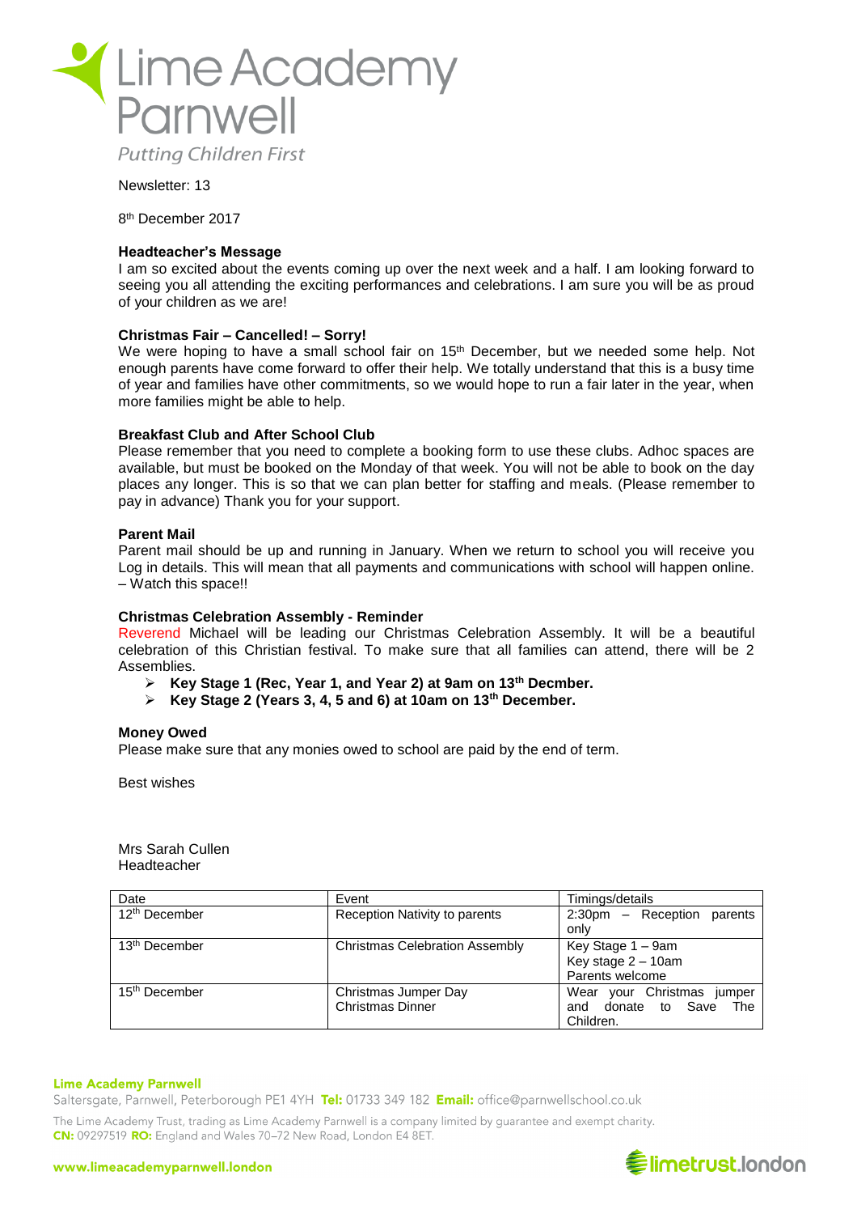# Lime Academy Parnwell

*Putting Children First*

Newsletter: 13

8th December 2017

**Headteacher's Message**

I am so excited about the events coming up over the next week and a half. I am looking forward to seeing you all attending the exciting performances and celebrations. I am sure you will be as proud of your children as we are!

**Christmas Fair – Cancelled! – Sorry!**

We were hoping to have a small school fair on 15th December, but we needed some help. Not enough parents have come forward to offer their help. We totally understand that this is a busy time of year and families have other commitments, so we would hope to run a fair later in the year, when more families might be able to help.

**Breakfast Club and After School Club**

Please remember that you need to complete a booking form to use these clubs. Adhoc spaces are available, but must be booked on the Monday of that week. You will not be able to book on the day places any longer. This is so that we can plan better for staffing and meals. (Please remember to pay in advance) Thank you for your support.

**Parent Mail**

Parent mail should be up and running in January. When we return to school you will receive you Log in details. This will mean that all payments and communications with school will happen online. – Watch this space!!

**Christmas Celebration Assembly - Reminder**

Reverend Michael will be leading our Christmas Celebration Assembly. It will be a beautiful celebration of this Christian festival. To make sure that all families can attend, there will be 2 Assemblies.

- **Key Stage 1 (Rec, Year 1, and Year 2) at 9am on 13th Decmber.**
- **Key Stage 2 (Years 3, 4, 5 and 6) at 10am on 13th December.**

**Money Owed**

Please make sure that any monies owed to school are paid by the end of term.

Best wishes

Mrs Sarah Cullen
Headteacher

| Date | Event | Timings/details |
|---|---|---|
| 12th December | Reception Nativity to parents | 2:30pm – Reception parents only |
| 13th December | Christmas Celebration Assembly | Key Stage 1 – 9am<br>Key stage 2 – 10am<br>Parents welcome |
| 15th December | Christmas Jumper Day<br>Christmas Dinner | Wear your Christmas jumper and donate to Save The Children. |

**Lime Academy Parnwell**

Saltersgate, Parnwell, Peterborough PE1 4YH **Tel:** 01733 349 182 **Email:** office@parnwellschool.co.uk

The Lime Academy Trust, trading as Lime Academy Parnwell is a company limited by guarantee and exempt charity. **CN:** 09297519 **RO:** England and Wales 70–72 New Road, London E4 8ET.

www.limeacademyparnwell.london

limetrust.london